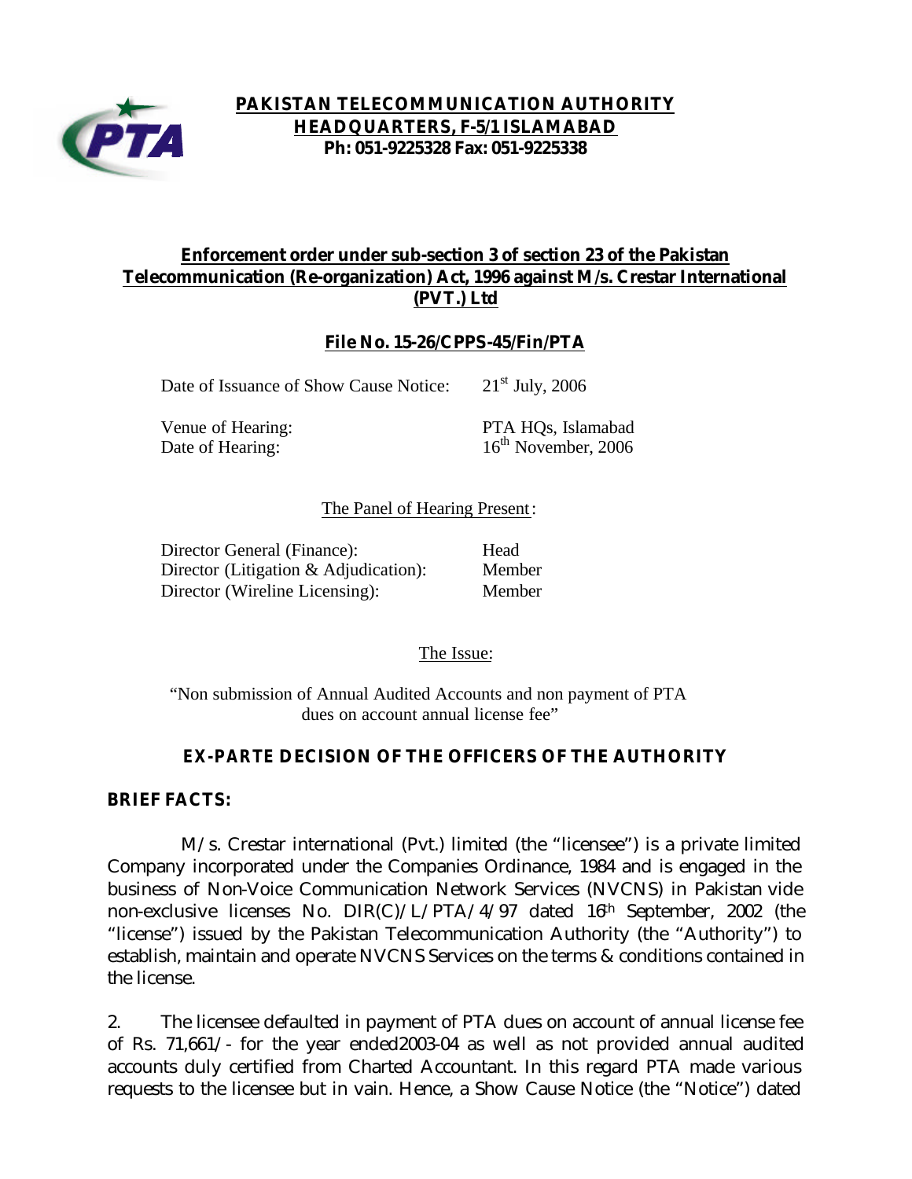**PAKISTAN TELECOMMUNICATION AUTHORITY**
**HEADQUARTERS, F-5/1 ISLAMABAD**
**Ph: 051-9225328 Fax: 051-9225338**

## Enforcement order under sub-section 3 of section 23 of the Pakistan Telecommunication (Re-organization) Act, 1996 against M/s. Crestar International (PVT.) Ltd

### File No. 15-26/CPPS-45/Fin/PTA

Date of Issuance of Show Cause Notice: 21st July, 2006

Venue of Hearing: PTA HQs, Islamabad
Date of Hearing: 16th November, 2006

The Panel of Hearing Present:

| | |
|---|---|
| Director General (Finance): | Head |
| Director (Litigation & Adjudication): | Member |
| Director (Wireline Licensing): | Member |

The Issue:

"Non submission of Annual Audited Accounts and non payment of PTA dues on account annual license fee"

### EX-PARTE DECISION OF THE OFFICERS OF THE AUTHORITY

**BRIEF FACTS:**

M/s. Crestar international (Pvt.) limited (the "licensee") is a private limited Company incorporated under the Companies Ordinance, 1984 and is engaged in the business of Non-Voice Communication Network Services (NVCNS) in Pakistan vide non-exclusive licenses No. DIR(C)/L/PTA/4/97 dated 16th September, 2002 (the "license") issued by the Pakistan Telecommunication Authority (the "Authority") to establish, maintain and operate NVCNS Services on the terms & conditions contained in the license.

2. The licensee defaulted in payment of PTA dues on account of annual license fee of Rs. 71,661/- for the year ended2003-04 as well as not provided annual audited accounts duly certified from Charted Accountant. In this regard PTA made various requests to the licensee but in vain. Hence, a Show Cause Notice (the "Notice") dated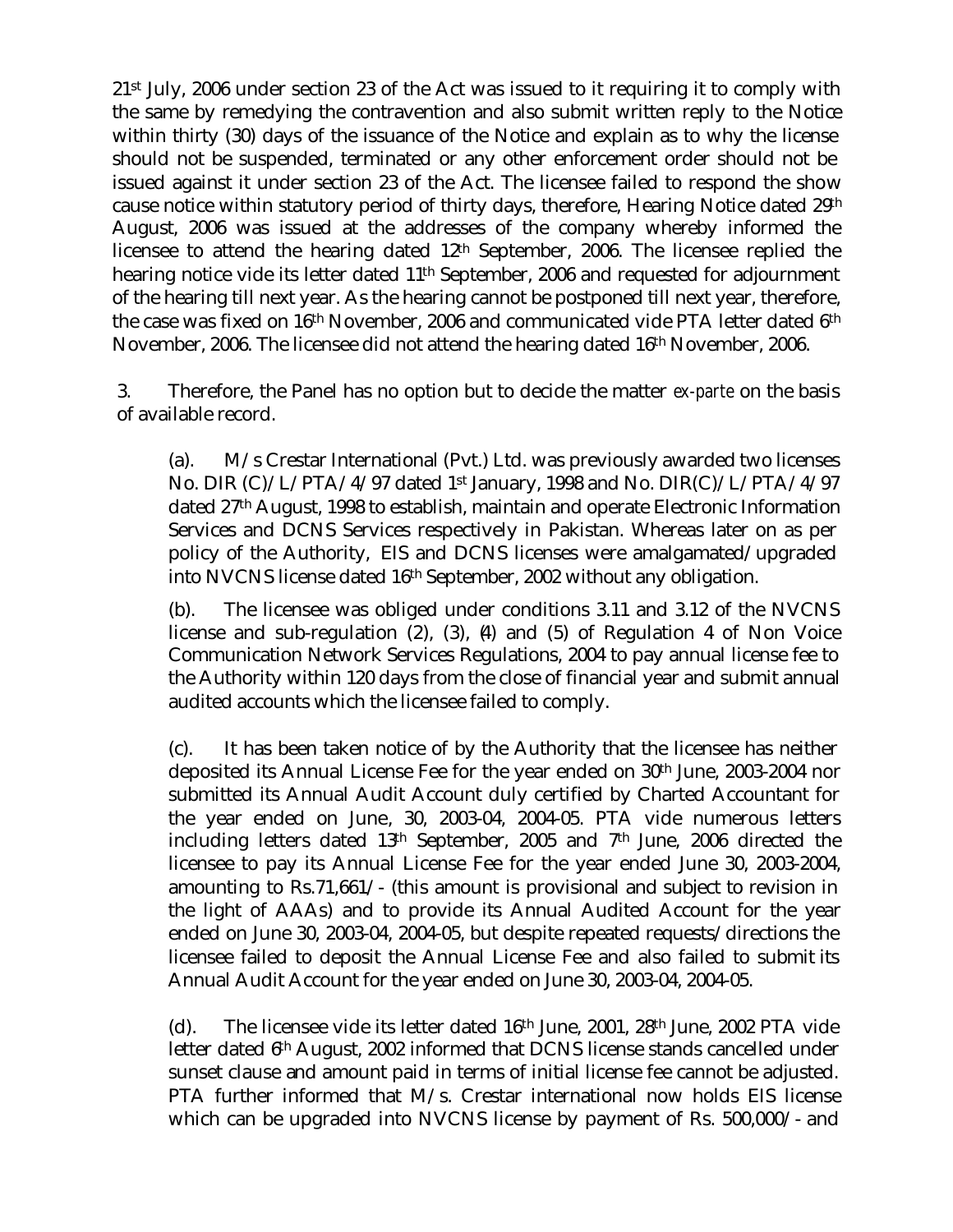21st July, 2006 under section 23 of the Act was issued to it requiring it to comply with the same by remedying the contravention and also submit written reply to the Notice within thirty (30) days of the issuance of the Notice and explain as to why the license should not be suspended, terminated or any other enforcement order should not be issued against it under section 23 of the Act. The licensee failed to respond the show cause notice within statutory period of thirty days, therefore, Hearing Notice dated 29th August, 2006 was issued at the addresses of the company whereby informed the licensee to attend the hearing dated 12th September, 2006. The licensee replied the hearing notice vide its letter dated 11th September, 2006 and requested for adjournment of the hearing till next year. As the hearing cannot be postponed till next year, therefore, the case was fixed on 16th November, 2006 and communicated vide PTA letter dated 6th November, 2006. The licensee did not attend the hearing dated 16th November, 2006.

3. Therefore, the Panel has no option but to decide the matter *ex-parte* on the basis of available record.

(a). M/s Crestar International (Pvt.) Ltd. was previously awarded two licenses No. DIR (C)/L/PTA/4/97 dated 1st January, 1998 and No. DIR(C)/L/PTA/4/97 dated 27th August, 1998 to establish, maintain and operate Electronic Information Services and DCNS Services respectively in Pakistan. Whereas later on as per policy of the Authority, EIS and DCNS licenses were amalgamated/upgraded into NVCNS license dated 16th September, 2002 without any obligation.

(b). The licensee was obliged under conditions 3.11 and 3.12 of the NVCNS license and sub-regulation (2), (3), (4) and (5) of Regulation 4 of Non Voice Communication Network Services Regulations, 2004 to pay annual license fee to the Authority within 120 days from the close of financial year and submit annual audited accounts which the licensee failed to comply.

(c). It has been taken notice of by the Authority that the licensee has neither deposited its Annual License Fee for the year ended on 30th June, 2003-2004 nor submitted its Annual Audit Account duly certified by Charted Accountant for the year ended on June, 30, 2003-04, 2004-05. PTA vide numerous letters including letters dated 13th September, 2005 and 7th June, 2006 directed the licensee to pay its Annual License Fee for the year ended June 30, 2003-2004, amounting to Rs.71,661/- (this amount is provisional and subject to revision in the light of AAAs) and to provide its Annual Audited Account for the year ended on June 30, 2003-04, 2004-05, but despite repeated requests/directions the licensee failed to deposit the Annual License Fee and also failed to submit its Annual Audit Account for the year ended on June 30, 2003-04, 2004-05.

(d). The licensee vide its letter dated 16th June, 2001, 28th June, 2002 PTA vide letter dated 6th August, 2002 informed that DCNS license stands cancelled under sunset clause and amount paid in terms of initial license fee cannot be adjusted. PTA further informed that M/s. Crestar international now holds EIS license which can be upgraded into NVCNS license by payment of Rs. 500,000/- and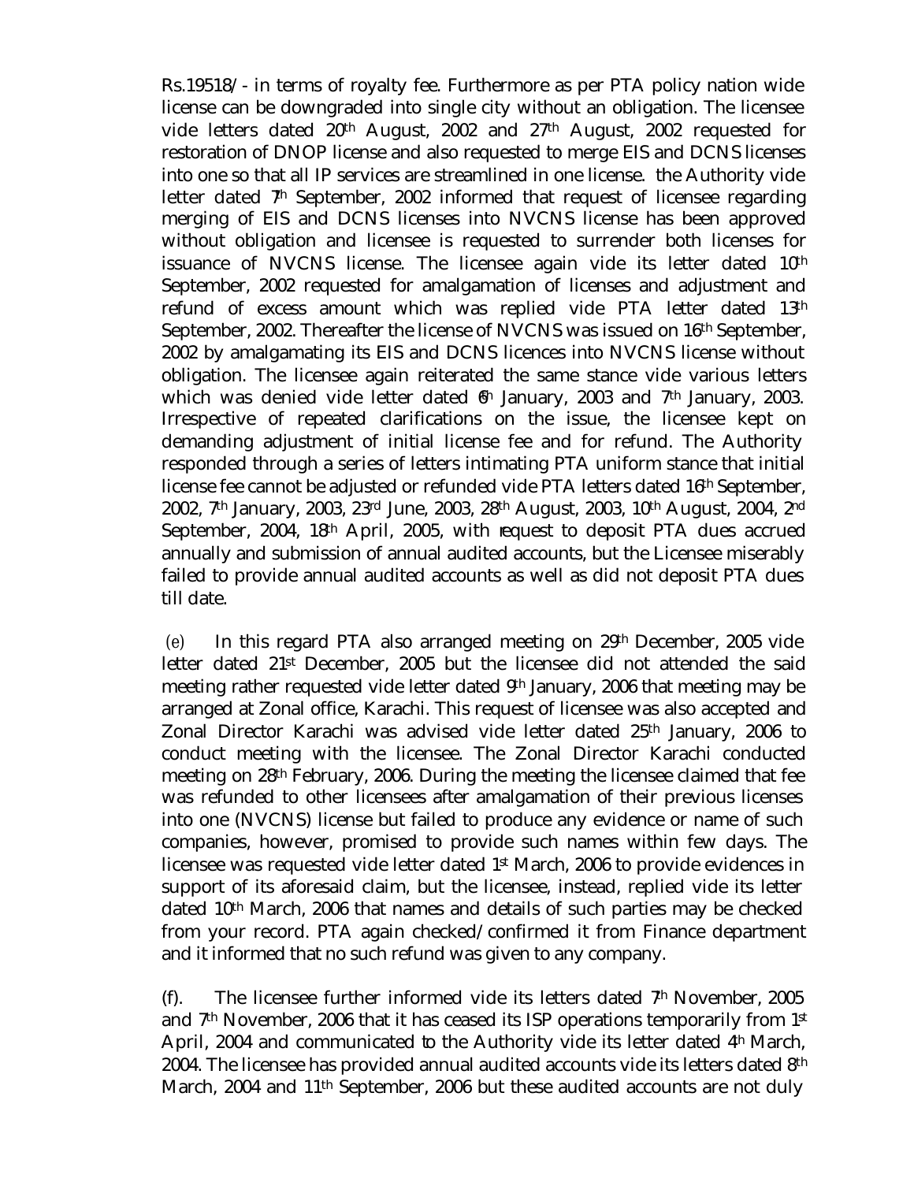Rs.19518/- in terms of royalty fee. Furthermore as per PTA policy nation wide license can be downgraded into single city without an obligation. The licensee vide letters dated 20th August, 2002 and 27th August, 2002 requested for restoration of DNOP license and also requested to merge EIS and DCNS licenses into one so that all IP services are streamlined in one license. the Authority vide letter dated 7th September, 2002 informed that request of licensee regarding merging of EIS and DCNS licenses into NVCNS license has been approved without obligation and licensee is requested to surrender both licenses for issuance of NVCNS license. The licensee again vide its letter dated 10th September, 2002 requested for amalgamation of licenses and adjustment and refund of excess amount which was replied vide PTA letter dated 13th September, 2002. Thereafter the license of NVCNS was issued on 16th September, 2002 by amalgamating its EIS and DCNS licences into NVCNS license without obligation. The licensee again reiterated the same stance vide various letters which was denied vide letter dated 6th January, 2003 and 7th January, 2003. Irrespective of repeated clarifications on the issue, the licensee kept on demanding adjustment of initial license fee and for refund. The Authority responded through a series of letters intimating PTA uniform stance that initial license fee cannot be adjusted or refunded vide PTA letters dated 16th September, 2002, 7th January, 2003, 23rd June, 2003, 28th August, 2003, 10th August, 2004, 2nd September, 2004, 18th April, 2005, with request to deposit PTA dues accrued annually and submission of annual audited accounts, but the Licensee miserably failed to provide annual audited accounts as well as did not deposit PTA dues till date.

(e) In this regard PTA also arranged meeting on 29th December, 2005 vide letter dated 21st December, 2005 but the licensee did not attended the said meeting rather requested vide letter dated 9th January, 2006 that meeting may be arranged at Zonal office, Karachi. This request of licensee was also accepted and Zonal Director Karachi was advised vide letter dated 25th January, 2006 to conduct meeting with the licensee. The Zonal Director Karachi conducted meeting on 28th February, 2006. During the meeting the licensee claimed that fee was refunded to other licensees after amalgamation of their previous licenses into one (NVCNS) license but failed to produce any evidence or name of such companies, however, promised to provide such names within few days. The licensee was requested vide letter dated 1st March, 2006 to provide evidences in support of its aforesaid claim, but the licensee, instead, replied vide its letter dated 10th March, 2006 that names and details of such parties may be checked from your record. PTA again checked/confirmed it from Finance department and it informed that no such refund was given to any company.

(f). The licensee further informed vide its letters dated 7th November, 2005 and 7th November, 2006 that it has ceased its ISP operations temporarily from 1st April, 2004 and communicated to the Authority vide its letter dated 4th March, 2004. The licensee has provided annual audited accounts vide its letters dated 8th March, 2004 and 11th September, 2006 but these audited accounts are not duly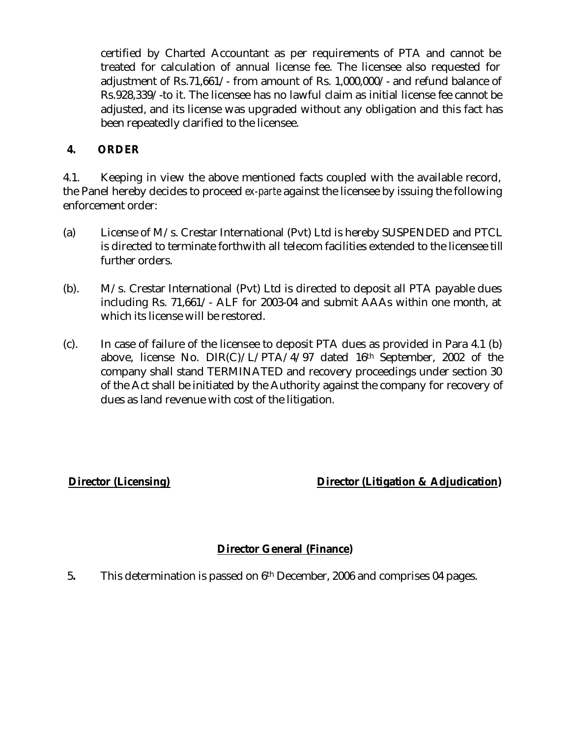certified by Charted Accountant as per requirements of PTA and cannot be treated for calculation of annual license fee. The licensee also requested for adjustment of Rs.71,661/- from amount of Rs. 1,000,000/- and refund balance of Rs.928,339/-to it. The licensee has no lawful claim as initial license fee cannot be adjusted, and its license was upgraded without any obligation and this fact has been repeatedly clarified to the licensee.

## 4. ORDER

4.1. Keeping in view the above mentioned facts coupled with the available record, the Panel hereby decides to proceed *ex-parte* against the licensee by issuing the following enforcement order:

(a) License of M/s. Crestar International (Pvt) Ltd is hereby SUSPENDED and PTCL is directed to terminate forthwith all telecom facilities extended to the licensee till further orders.

(b). M/s. Crestar International (Pvt) Ltd is directed to deposit all PTA payable dues including Rs. 71,661/- ALF for 2003-04 and submit AAAs within one month, at which its license will be restored.

(c). In case of failure of the licensee to deposit PTA dues as provided in Para 4.1 (b) above, license No. DIR(C)/L/PTA/4/97 dated 16th September, 2002 of the company shall stand TERMINATED and recovery proceedings under section 30 of the Act shall be initiated by the Authority against the company for recovery of dues as land revenue with cost of the litigation.

**Director (Licensing)** **Director (Litigation & Adjudication)**

**Director General (Finance)**

**5.** This determination is passed on 6th December, 2006 and comprises 04 pages.